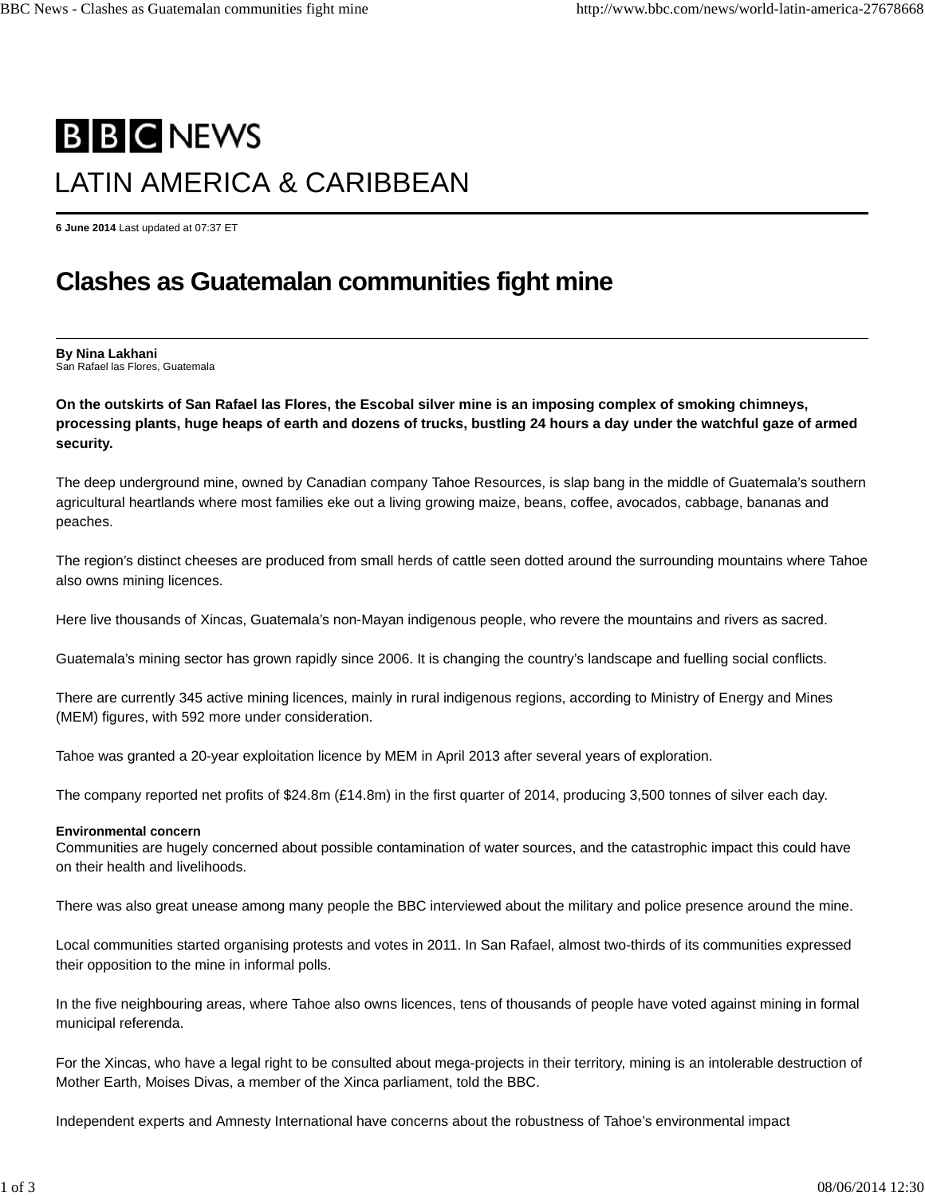BBC NEWS

LATIN AMERICA & CARIBBEAN

**6 June 2014** Last updated at 07:37 ET

# Clashes as Guatemalan communities fight mine

**By Nina Lakhani**
San Rafael las Flores, Guatemala

**On the outskirts of San Rafael las Flores, the Escobal silver mine is an imposing complex of smoking chimneys, processing plants, huge heaps of earth and dozens of trucks, bustling 24 hours a day under the watchful gaze of armed security.**

The deep underground mine, owned by Canadian company Tahoe Resources, is slap bang in the middle of Guatemala's southern agricultural heartlands where most families eke out a living growing maize, beans, coffee, avocados, cabbage, bananas and peaches.

The region's distinct cheeses are produced from small herds of cattle seen dotted around the surrounding mountains where Tahoe also owns mining licences.

Here live thousands of Xincas, Guatemala's non-Mayan indigenous people, who revere the mountains and rivers as sacred.

Guatemala's mining sector has grown rapidly since 2006. It is changing the country's landscape and fuelling social conflicts.

There are currently 345 active mining licences, mainly in rural indigenous regions, according to Ministry of Energy and Mines (MEM) figures, with 592 more under consideration.

Tahoe was granted a 20-year exploitation licence by MEM in April 2013 after several years of exploration.

The company reported net profits of $24.8m (£14.8m) in the first quarter of 2014, producing 3,500 tonnes of silver each day.

#### Environmental concern

Communities are hugely concerned about possible contamination of water sources, and the catastrophic impact this could have on their health and livelihoods.

There was also great unease among many people the BBC interviewed about the military and police presence around the mine.

Local communities started organising protests and votes in 2011. In San Rafael, almost two-thirds of its communities expressed their opposition to the mine in informal polls.

In the five neighbouring areas, where Tahoe also owns licences, tens of thousands of people have voted against mining in formal municipal referenda.

For the Xincas, who have a legal right to be consulted about mega-projects in their territory, mining is an intolerable destruction of Mother Earth, Moises Divas, a member of the Xinca parliament, told the BBC.

Independent experts and Amnesty International have concerns about the robustness of Tahoe's environmental impact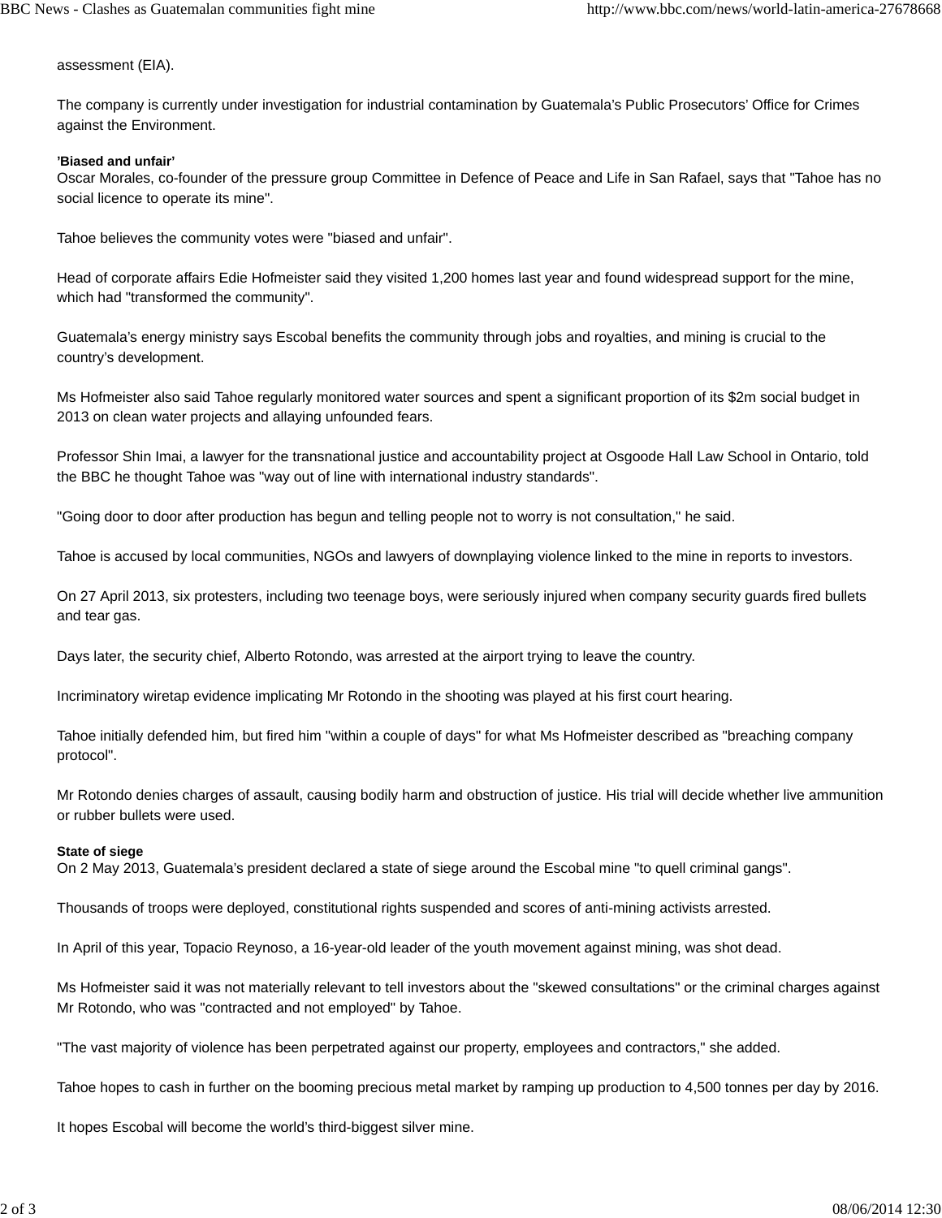assessment (EIA).

The company is currently under investigation for industrial contamination by Guatemala's Public Prosecutors' Office for Crimes against the Environment.

**'Biased and unfair'**

Oscar Morales, co-founder of the pressure group Committee in Defence of Peace and Life in San Rafael, says that "Tahoe has no social licence to operate its mine".

Tahoe believes the community votes were "biased and unfair".

Head of corporate affairs Edie Hofmeister said they visited 1,200 homes last year and found widespread support for the mine, which had "transformed the community".

Guatemala's energy ministry says Escobal benefits the community through jobs and royalties, and mining is crucial to the country's development.

Ms Hofmeister also said Tahoe regularly monitored water sources and spent a significant proportion of its $2m social budget in 2013 on clean water projects and allaying unfounded fears.

Professor Shin Imai, a lawyer for the transnational justice and accountability project at Osgoode Hall Law School in Ontario, told the BBC he thought Tahoe was "way out of line with international industry standards".

"Going door to door after production has begun and telling people not to worry is not consultation," he said.

Tahoe is accused by local communities, NGOs and lawyers of downplaying violence linked to the mine in reports to investors.

On 27 April 2013, six protesters, including two teenage boys, were seriously injured when company security guards fired bullets and tear gas.

Days later, the security chief, Alberto Rotondo, was arrested at the airport trying to leave the country.

Incriminatory wiretap evidence implicating Mr Rotondo in the shooting was played at his first court hearing.

Tahoe initially defended him, but fired him "within a couple of days" for what Ms Hofmeister described as "breaching company protocol".

Mr Rotondo denies charges of assault, causing bodily harm and obstruction of justice. His trial will decide whether live ammunition or rubber bullets were used.

**State of siege**

On 2 May 2013, Guatemala's president declared a state of siege around the Escobal mine "to quell criminal gangs".

Thousands of troops were deployed, constitutional rights suspended and scores of anti-mining activists arrested.

In April of this year, Topacio Reynoso, a 16-year-old leader of the youth movement against mining, was shot dead.

Ms Hofmeister said it was not materially relevant to tell investors about the "skewed consultations" or the criminal charges against Mr Rotondo, who was "contracted and not employed" by Tahoe.

"The vast majority of violence has been perpetrated against our property, employees and contractors," she added.

Tahoe hopes to cash in further on the booming precious metal market by ramping up production to 4,500 tonnes per day by 2016.

It hopes Escobal will become the world's third-biggest silver mine.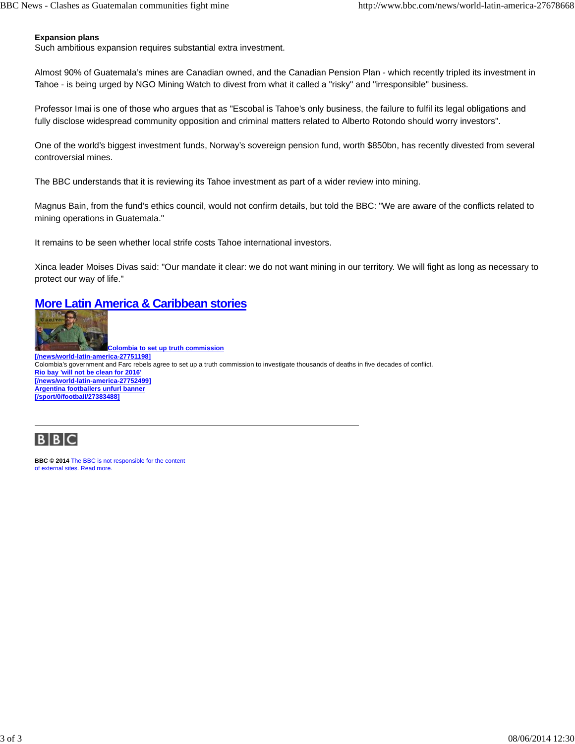**Expansion plans**

Such ambitious expansion requires substantial extra investment.

Almost 90% of Guatemala's mines are Canadian owned, and the Canadian Pension Plan - which recently tripled its investment in Tahoe - is being urged by NGO Mining Watch to divest from what it called a "risky" and "irresponsible" business.

Professor Imai is one of those who argues that as "Escobal is Tahoe's only business, the failure to fulfil its legal obligations and fully disclose widespread community opposition and criminal matters related to Alberto Rotondo should worry investors".

One of the world's biggest investment funds, Norway's sovereign pension fund, worth $850bn, has recently divested from several controversial mines.

The BBC understands that it is reviewing its Tahoe investment as part of a wider review into mining.

Magnus Bain, from the fund's ethics council, would not confirm details, but told the BBC: "We are aware of the conflicts related to mining operations in Guatemala."

It remains to be seen whether local strife costs Tahoe international investors.

Xinca leader Moises Divas said: "Our mandate it clear: we do not want mining in our territory. We will fight as long as necessary to protect our way of life."

## More Latin America & Caribbean stories

**Colombia to set up truth commission**
**[/news/world-latin-america-27751198]**
Colombia's government and Farc rebels agree to set up a truth commission to investigate thousands of deaths in five decades of conflict.
**Rio bay 'will not be clean for 2016'**
**[/news/world-latin-america-27752499]**
**Argentina footballers unfurl banner**
**[/sport/0/football/27383488]**

BBC

**BBC © 2014** The BBC is not responsible for the content of external sites. Read more.